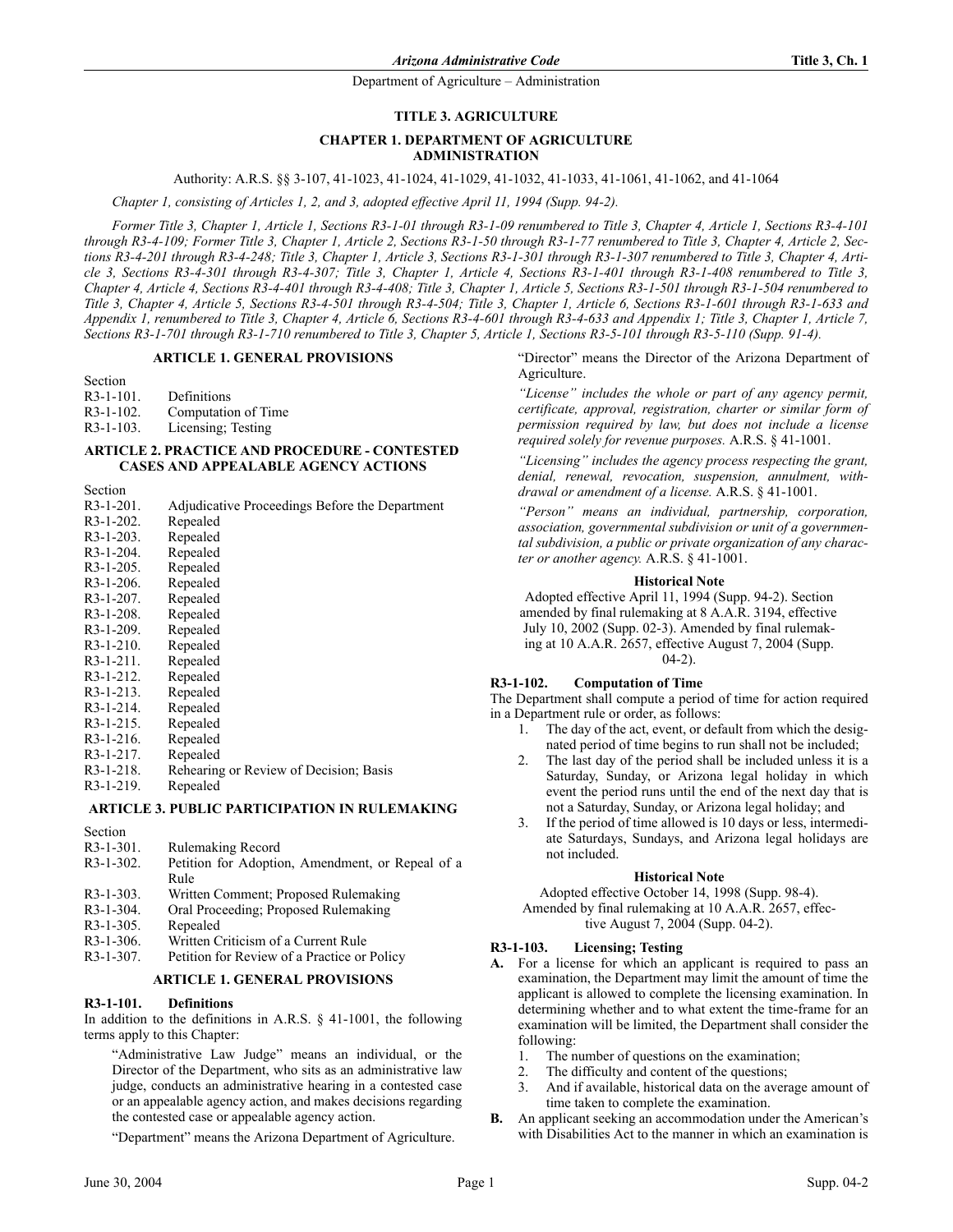# TITLE 3. AGRICULTURE

## CHAPTER 1. DEPARTMENT OF AGRICULTURE ADMINISTRATION

Authority: A.R.S. §§ 3-107, 41-1023, 41-1024, 41-1029, 41-1032, 41-1033, 41-1061, 41-1062, and 41-1064

*Chapter 1, consisting of Articles 1, 2, and 3, adopted effective April 11, 1994 (Supp. 94-2).*

*Former Title 3, Chapter 1, Article 1, Sections R3-1-01 through R3-1-09 renumbered to Title 3, Chapter 4, Article 1, Sections R3-4-101 through R3-4-109; Former Title 3, Chapter 1, Article 2, Sections R3-1-50 through R3-1-77 renumbered to Title 3, Chapter 4, Article 2, Sections R3-4-201 through R3-4-248; Title 3, Chapter 1, Article 3, Sections R3-1-301 through R3-1-307 renumbered to Title 3, Chapter 4, Article 3, Sections R3-4-301 through R3-4-307; Title 3, Chapter 1, Article 4, Sections R3-1-401 through R3-1-408 renumbered to Title 3, Chapter 4, Article 4, Sections R3-4-401 through R3-4-408; Title 3, Chapter 1, Article 5, Sections R3-1-501 through R3-1-504 renumbered to Title 3, Chapter 4, Article 5, Sections R3-4-501 through R3-4-504; Title 3, Chapter 1, Article 6, Sections R3-1-601 through R3-1-633 and Appendix 1, renumbered to Title 3, Chapter 4, Article 6, Sections R3-4-601 through R3-4-633 and Appendix 1; Title 3, Chapter 1, Article 7, Sections R3-1-701 through R3-1-710 renumbered to Title 3, Chapter 5, Article 1, Sections R3-5-101 through R3-5-110 (Supp. 91-4).*

### ARTICLE 1. GENERAL PROVISIONS

Section
R3-1-101. Definitions
R3-1-102. Computation of Time
R3-1-103. Licensing; Testing

### ARTICLE 2. PRACTICE AND PROCEDURE - CONTESTED CASES AND APPEALABLE AGENCY ACTIONS

Section
R3-1-201. Adjudicative Proceedings Before the Department
R3-1-202. Repealed
R3-1-203. Repealed
R3-1-204. Repealed
R3-1-205. Repealed
R3-1-206. Repealed
R3-1-207. Repealed
R3-1-208. Repealed
R3-1-209. Repealed
R3-1-210. Repealed
R3-1-211. Repealed
R3-1-212. Repealed
R3-1-213. Repealed
R3-1-214. Repealed
R3-1-215. Repealed
R3-1-216. Repealed
R3-1-217. Repealed
R3-1-218. Rehearing or Review of Decision; Basis
R3-1-219. Repealed

### ARTICLE 3. PUBLIC PARTICIPATION IN RULEMAKING

Section
R3-1-301. Rulemaking Record
R3-1-302. Petition for Adoption, Amendment, or Repeal of a Rule
R3-1-303. Written Comment; Proposed Rulemaking
R3-1-304. Oral Proceeding; Proposed Rulemaking
R3-1-305. Repealed
R3-1-306. Written Criticism of a Current Rule
R3-1-307. Petition for Review of a Practice or Policy

### ARTICLE 1. GENERAL PROVISIONS

**R3-1-101. Definitions**

In addition to the definitions in A.R.S. § 41-1001, the following terms apply to this Chapter:

"Administrative Law Judge" means an individual, or the Director of the Department, who sits as an administrative law judge, conducts an administrative hearing in a contested case or an appealable agency action, and makes decisions regarding the contested case or appealable agency action.

"Department" means the Arizona Department of Agriculture.

"Director" means the Director of the Arizona Department of Agriculture.

*"License" includes the whole or part of any agency permit, certificate, approval, registration, charter or similar form of permission required by law, but does not include a license required solely for revenue purposes.* A.R.S. § 41-1001.

*"Licensing" includes the agency process respecting the grant, denial, renewal, revocation, suspension, annulment, withdrawal or amendment of a license.* A.R.S. § 41-1001.

*"Person" means an individual, partnership, corporation, association, governmental subdivision or unit of a governmental subdivision, a public or private organization of any character or another agency.* A.R.S. § 41-1001.

**Historical Note**

Adopted effective April 11, 1994 (Supp. 94-2). Section amended by final rulemaking at 8 A.A.R. 3194, effective July 10, 2002 (Supp. 02-3). Amended by final rulemaking at 10 A.A.R. 2657, effective August 7, 2004 (Supp. 04-2).

**R3-1-102. Computation of Time**

The Department shall compute a period of time for action required in a Department rule or order, as follows:

1. The day of the act, event, or default from which the designated period of time begins to run shall not be included;
2. The last day of the period shall be included unless it is a Saturday, Sunday, or Arizona legal holiday in which event the period runs until the end of the next day that is not a Saturday, Sunday, or Arizona legal holiday; and
3. If the period of time allowed is 10 days or less, intermediate Saturdays, Sundays, and Arizona legal holidays are not included.

**Historical Note**

Adopted effective October 14, 1998 (Supp. 98-4). Amended by final rulemaking at 10 A.A.R. 2657, effective August 7, 2004 (Supp. 04-2).

**R3-1-103. Licensing; Testing**

**A.** For a license for which an applicant is required to pass an examination, the Department may limit the amount of time the applicant is allowed to complete the licensing examination. In determining whether and to what extent the time-frame for an examination will be limited, the Department shall consider the following:
1. The number of questions on the examination;
2. The difficulty and content of the questions;
3. And if available, historical data on the average amount of time taken to complete the examination.

**B.** An applicant seeking an accommodation under the American's with Disabilities Act to the manner in which an examination is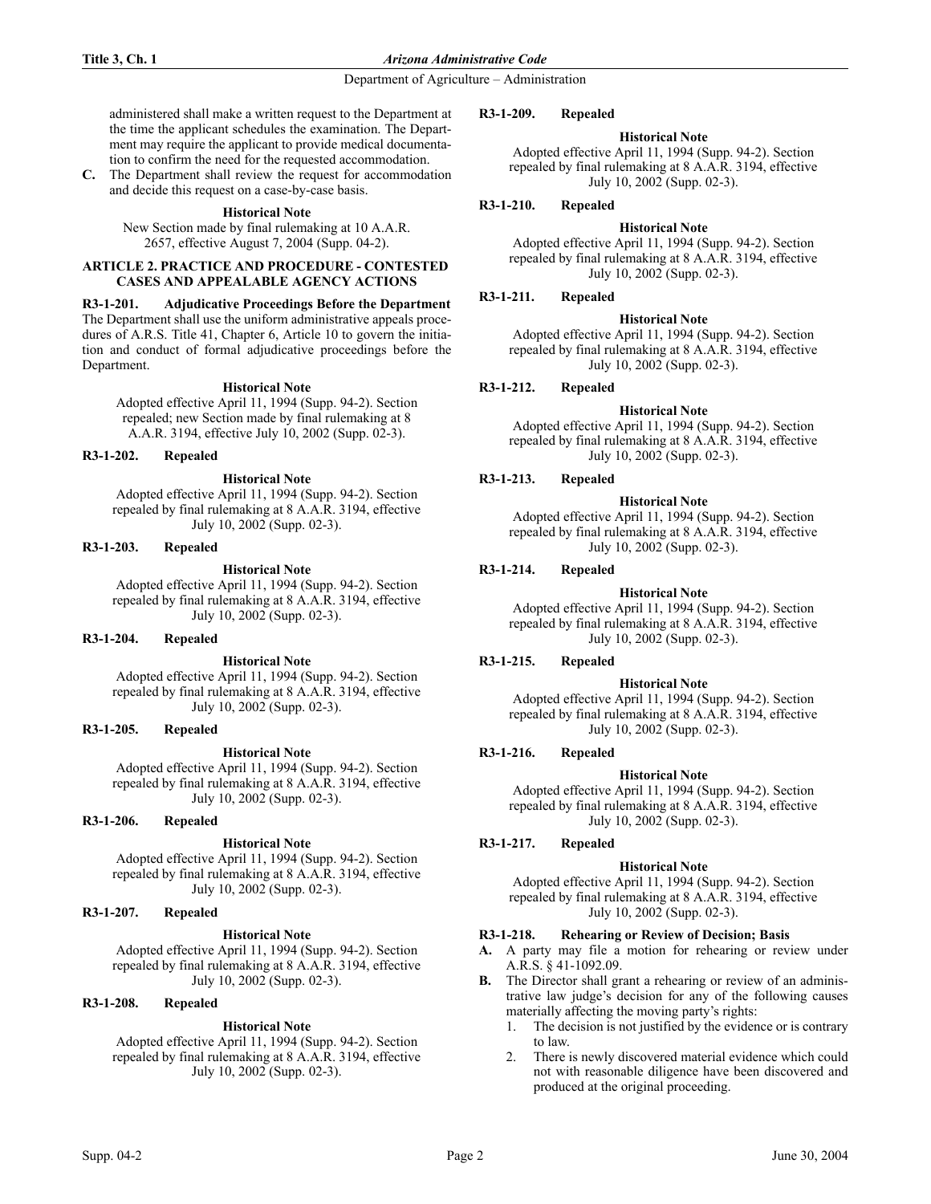administered shall make a written request to the Department at the time the applicant schedules the examination. The Department may require the applicant to provide medical documentation to confirm the need for the requested accommodation.

**C.** The Department shall review the request for accommodation and decide this request on a case-by-case basis.

**Historical Note**

New Section made by final rulemaking at 10 A.A.R. 2657, effective August 7, 2004 (Supp. 04-2).

## ARTICLE 2. PRACTICE AND PROCEDURE - CONTESTED CASES AND APPEALABLE AGENCY ACTIONS

**R3-1-201. Adjudicative Proceedings Before the Department**

The Department shall use the uniform administrative appeals procedures of A.R.S. Title 41, Chapter 6, Article 10 to govern the initiation and conduct of formal adjudicative proceedings before the Department.

**Historical Note**

Adopted effective April 11, 1994 (Supp. 94-2). Section repealed; new Section made by final rulemaking at 8 A.A.R. 3194, effective July 10, 2002 (Supp. 02-3).

**R3-1-202. Repealed**

**Historical Note**

Adopted effective April 11, 1994 (Supp. 94-2). Section repealed by final rulemaking at 8 A.A.R. 3194, effective July 10, 2002 (Supp. 02-3).

**R3-1-203. Repealed**

**Historical Note**

Adopted effective April 11, 1994 (Supp. 94-2). Section repealed by final rulemaking at 8 A.A.R. 3194, effective July 10, 2002 (Supp. 02-3).

**R3-1-204. Repealed**

**Historical Note**

Adopted effective April 11, 1994 (Supp. 94-2). Section repealed by final rulemaking at 8 A.A.R. 3194, effective July 10, 2002 (Supp. 02-3).

**R3-1-205. Repealed**

**Historical Note**

Adopted effective April 11, 1994 (Supp. 94-2). Section repealed by final rulemaking at 8 A.A.R. 3194, effective July 10, 2002 (Supp. 02-3).

**R3-1-206. Repealed**

**Historical Note**

Adopted effective April 11, 1994 (Supp. 94-2). Section repealed by final rulemaking at 8 A.A.R. 3194, effective July 10, 2002 (Supp. 02-3).

**R3-1-207. Repealed**

**Historical Note**

Adopted effective April 11, 1994 (Supp. 94-2). Section repealed by final rulemaking at 8 A.A.R. 3194, effective July 10, 2002 (Supp. 02-3).

**R3-1-208. Repealed**

**Historical Note**

Adopted effective April 11, 1994 (Supp. 94-2). Section repealed by final rulemaking at 8 A.A.R. 3194, effective July 10, 2002 (Supp. 02-3).

**R3-1-209. Repealed**

**Historical Note**

Adopted effective April 11, 1994 (Supp. 94-2). Section repealed by final rulemaking at 8 A.A.R. 3194, effective July 10, 2002 (Supp. 02-3).

**R3-1-210. Repealed**

**Historical Note**

Adopted effective April 11, 1994 (Supp. 94-2). Section repealed by final rulemaking at 8 A.A.R. 3194, effective July 10, 2002 (Supp. 02-3).

**R3-1-211. Repealed**

**Historical Note**

Adopted effective April 11, 1994 (Supp. 94-2). Section repealed by final rulemaking at 8 A.A.R. 3194, effective July 10, 2002 (Supp. 02-3).

**R3-1-212. Repealed**

**Historical Note**

Adopted effective April 11, 1994 (Supp. 94-2). Section repealed by final rulemaking at 8 A.A.R. 3194, effective July 10, 2002 (Supp. 02-3).

**R3-1-213. Repealed**

**Historical Note**

Adopted effective April 11, 1994 (Supp. 94-2). Section repealed by final rulemaking at 8 A.A.R. 3194, effective July 10, 2002 (Supp. 02-3).

**R3-1-214. Repealed**

**Historical Note**

Adopted effective April 11, 1994 (Supp. 94-2). Section repealed by final rulemaking at 8 A.A.R. 3194, effective July 10, 2002 (Supp. 02-3).

**R3-1-215. Repealed**

**Historical Note**

Adopted effective April 11, 1994 (Supp. 94-2). Section repealed by final rulemaking at 8 A.A.R. 3194, effective July 10, 2002 (Supp. 02-3).

**R3-1-216. Repealed**

**Historical Note**

Adopted effective April 11, 1994 (Supp. 94-2). Section repealed by final rulemaking at 8 A.A.R. 3194, effective July 10, 2002 (Supp. 02-3).

**R3-1-217. Repealed**

**Historical Note**

Adopted effective April 11, 1994 (Supp. 94-2). Section repealed by final rulemaking at 8 A.A.R. 3194, effective July 10, 2002 (Supp. 02-3).

**R3-1-218. Rehearing or Review of Decision; Basis**

**A.** A party may file a motion for rehearing or review under A.R.S. § 41-1092.09.

**B.** The Director shall grant a rehearing or review of an administrative law judge's decision for any of the following causes materially affecting the moving party's rights:

1. The decision is not justified by the evidence or is contrary to law.
2. There is newly discovered material evidence which could not with reasonable diligence have been discovered and produced at the original proceeding.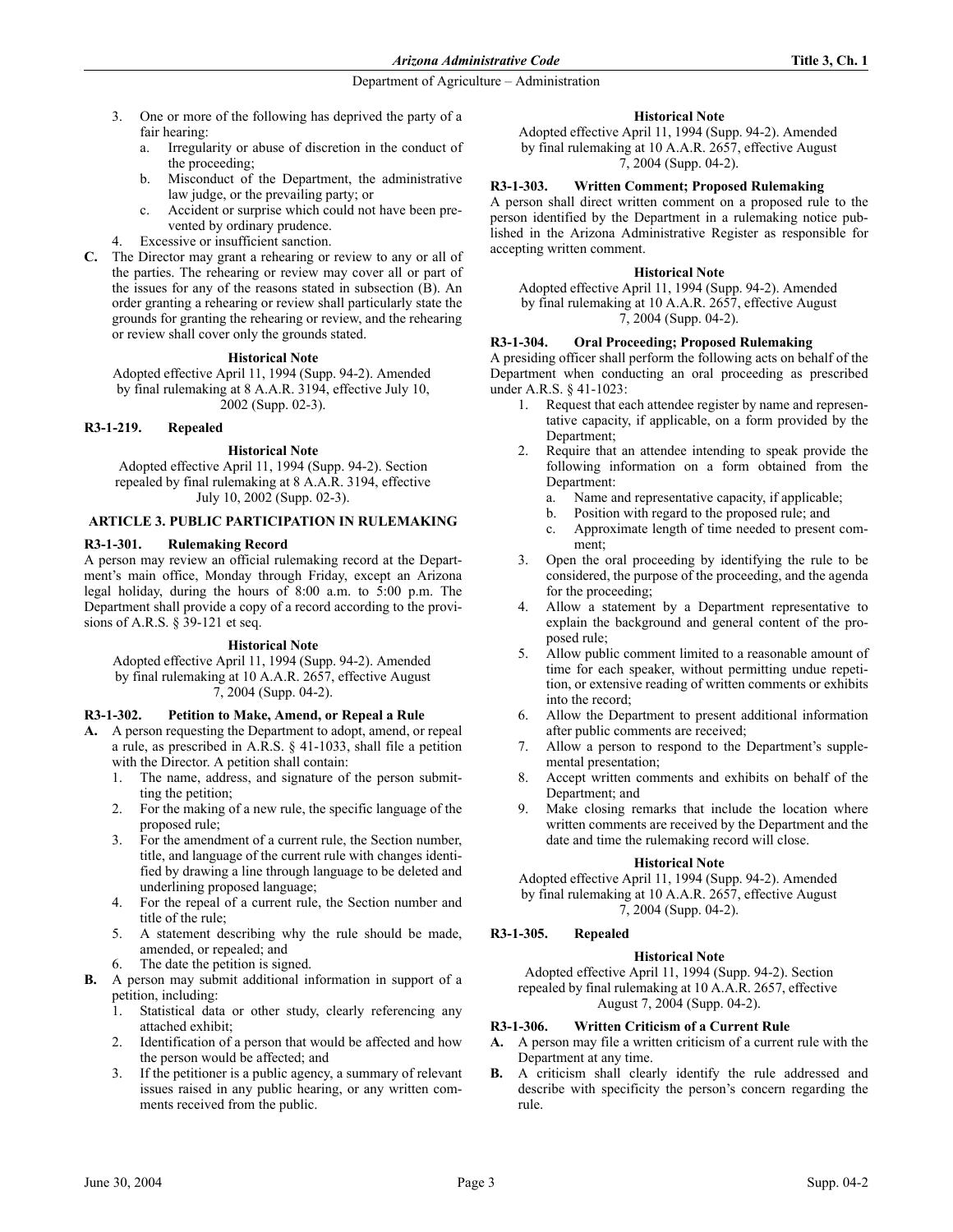3. One or more of the following has deprived the party of a fair hearing:
   a. Irregularity or abuse of discretion in the conduct of the proceeding;
   b. Misconduct of the Department, the administrative law judge, or the prevailing party; or
   c. Accident or surprise which could not have been prevented by ordinary prudence.
4. Excessive or insufficient sanction.

**C.** The Director may grant a rehearing or review to any or all of the parties. The rehearing or review may cover all or part of the issues for any of the reasons stated in subsection (B). An order granting a rehearing or review shall particularly state the grounds for granting the rehearing or review, and the rehearing or review shall cover only the grounds stated.

**Historical Note**

Adopted effective April 11, 1994 (Supp. 94-2). Amended by final rulemaking at 8 A.A.R. 3194, effective July 10, 2002 (Supp. 02-3).

### R3-1-219. Repealed

**Historical Note**

Adopted effective April 11, 1994 (Supp. 94-2). Section repealed by final rulemaking at 8 A.A.R. 3194, effective July 10, 2002 (Supp. 02-3).

## ARTICLE 3. PUBLIC PARTICIPATION IN RULEMAKING

### R3-1-301. Rulemaking Record

A person may review an official rulemaking record at the Department's main office, Monday through Friday, except an Arizona legal holiday, during the hours of 8:00 a.m. to 5:00 p.m. The Department shall provide a copy of a record according to the provisions of A.R.S. § 39-121 et seq.

**Historical Note**

Adopted effective April 11, 1994 (Supp. 94-2). Amended by final rulemaking at 10 A.A.R. 2657, effective August 7, 2004 (Supp. 04-2).

### R3-1-302. Petition to Make, Amend, or Repeal a Rule

**A.** A person requesting the Department to adopt, amend, or repeal a rule, as prescribed in A.R.S. § 41-1033, shall file a petition with the Director. A petition shall contain:
1. The name, address, and signature of the person submitting the petition;
2. For the making of a new rule, the specific language of the proposed rule;
3. For the amendment of a current rule, the Section number, title, and language of the current rule with changes identified by drawing a line through language to be deleted and underlining proposed language;
4. For the repeal of a current rule, the Section number and title of the rule;
5. A statement describing why the rule should be made, amended, or repealed; and
6. The date the petition is signed.

**B.** A person may submit additional information in support of a petition, including:
1. Statistical data or other study, clearly referencing any attached exhibit;
2. Identification of a person that would be affected and how the person would be affected; and
3. If the petitioner is a public agency, a summary of relevant issues raised in any public hearing, or any written comments received from the public.

**Historical Note**

Adopted effective April 11, 1994 (Supp. 94-2). Amended by final rulemaking at 10 A.A.R. 2657, effective August 7, 2004 (Supp. 04-2).

### R3-1-303. Written Comment; Proposed Rulemaking

A person shall direct written comment on a proposed rule to the person identified by the Department in a rulemaking notice published in the Arizona Administrative Register as responsible for accepting written comment.

**Historical Note**

Adopted effective April 11, 1994 (Supp. 94-2). Amended by final rulemaking at 10 A.A.R. 2657, effective August 7, 2004 (Supp. 04-2).

### R3-1-304. Oral Proceeding; Proposed Rulemaking

A presiding officer shall perform the following acts on behalf of the Department when conducting an oral proceeding as prescribed under A.R.S. § 41-1023:
1. Request that each attendee register by name and representative capacity, if applicable, on a form provided by the Department;
2. Require that an attendee intending to speak provide the following information on a form obtained from the Department:
   a. Name and representative capacity, if applicable;
   b. Position with regard to the proposed rule; and
   c. Approximate length of time needed to present comment;
3. Open the oral proceeding by identifying the rule to be considered, the purpose of the proceeding, and the agenda for the proceeding;
4. Allow a statement by a Department representative to explain the background and general content of the proposed rule;
5. Allow public comment limited to a reasonable amount of time for each speaker, without permitting undue repetition, or extensive reading of written comments or exhibits into the record;
6. Allow the Department to present additional information after public comments are received;
7. Allow a person to respond to the Department's supplemental presentation;
8. Accept written comments and exhibits on behalf of the Department; and
9. Make closing remarks that include the location where written comments are received by the Department and the date and time the rulemaking record will close.

**Historical Note**

Adopted effective April 11, 1994 (Supp. 94-2). Amended by final rulemaking at 10 A.A.R. 2657, effective August 7, 2004 (Supp. 04-2).

### R3-1-305. Repealed

**Historical Note**

Adopted effective April 11, 1994 (Supp. 94-2). Section repealed by final rulemaking at 10 A.A.R. 2657, effective August 7, 2004 (Supp. 04-2).

### R3-1-306. Written Criticism of a Current Rule

**A.** A person may file a written criticism of a current rule with the Department at any time.

**B.** A criticism shall clearly identify the rule addressed and describe with specificity the person's concern regarding the rule.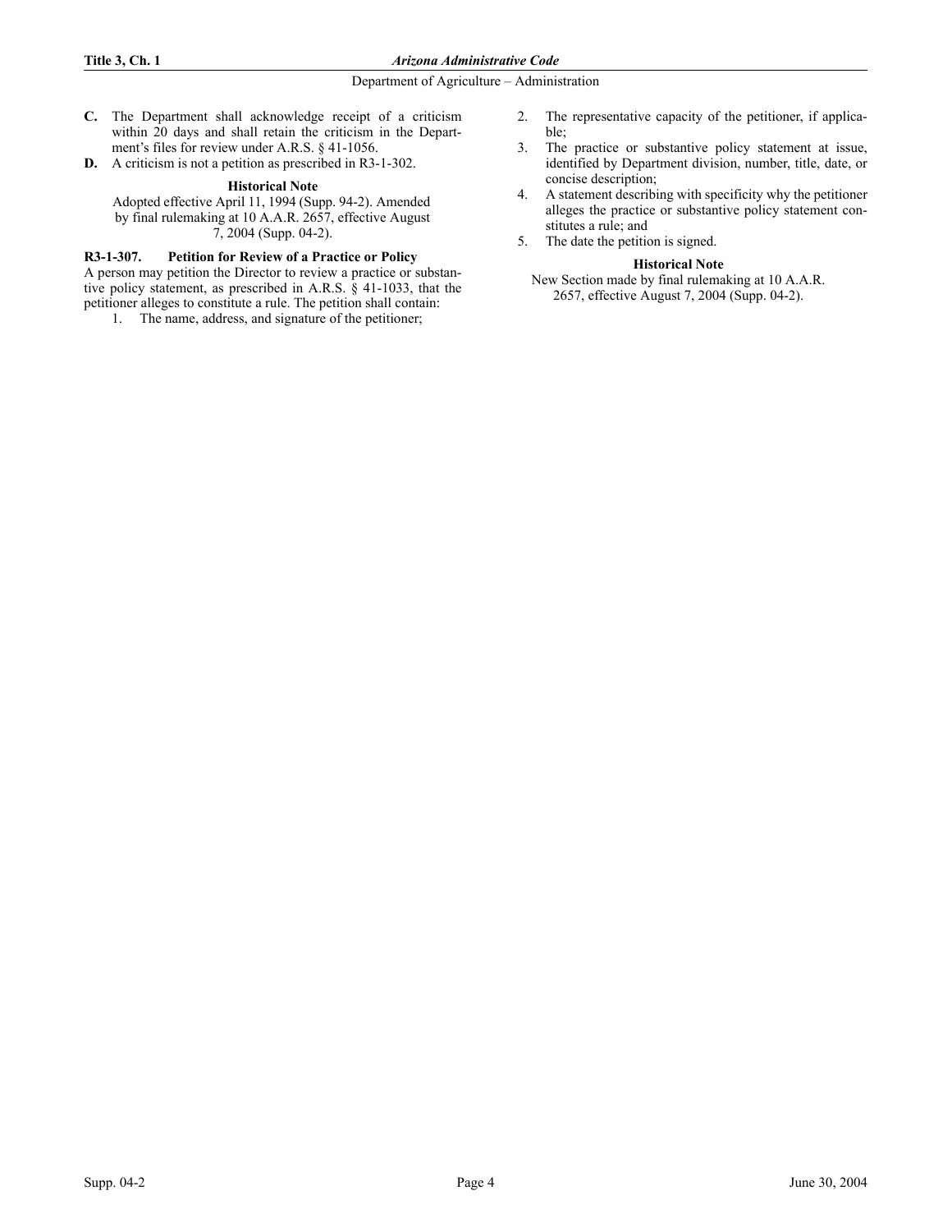**C.** The Department shall acknowledge receipt of a criticism within 20 days and shall retain the criticism in the Department's files for review under A.R.S. § 41-1056.

**D.** A criticism is not a petition as prescribed in R3-1-302.

**Historical Note**

Adopted effective April 11, 1994 (Supp. 94-2). Amended by final rulemaking at 10 A.A.R. 2657, effective August 7, 2004 (Supp. 04-2).

### R3-1-307. Petition for Review of a Practice or Policy

A person may petition the Director to review a practice or substantive policy statement, as prescribed in A.R.S. § 41-1033, that the petitioner alleges to constitute a rule. The petition shall contain:

1. The name, address, and signature of the petitioner;
2. The representative capacity of the petitioner, if applicable;
3. The practice or substantive policy statement at issue, identified by Department division, number, title, date, or concise description;
4. A statement describing with specificity why the petitioner alleges the practice or substantive policy statement constitutes a rule; and
5. The date the petition is signed.

**Historical Note**

New Section made by final rulemaking at 10 A.A.R. 2657, effective August 7, 2004 (Supp. 04-2).